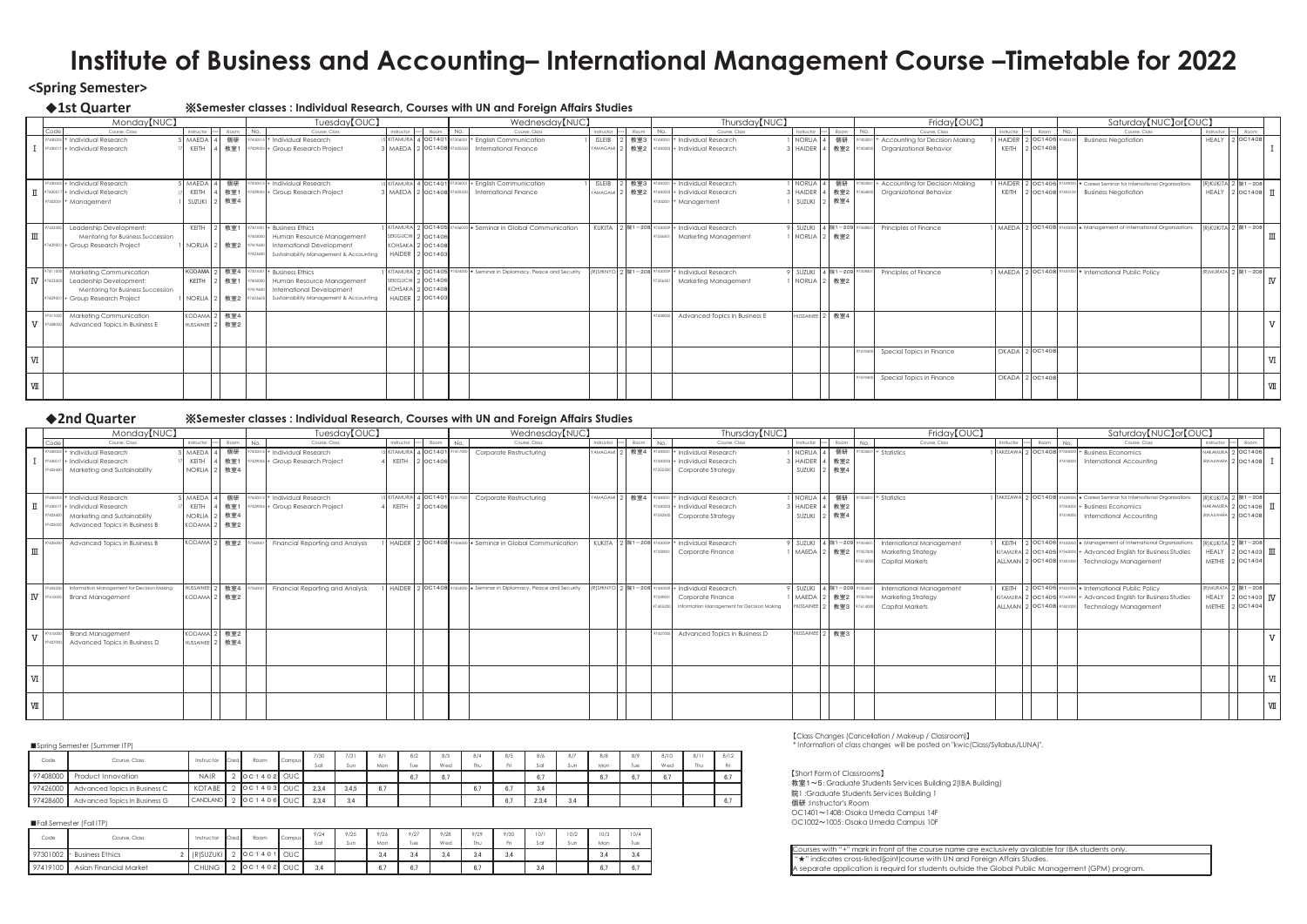# Institute of Business and Accounting– International Management Course –Timetable for 2022

## <Spring Semester>

### ◆1st Quarter

※Semester classes : Individual Research, Courses with UN and Foreign Affairs Studies

#### Monday【NUC】

| Period | Code | Course | Class | Instructor | Cred. | Room |
|---|---|---|---|---|---|---|
| Ⅰ | 97430005 | + Individual Research | 5 | MAEDA | 4 | 個研 |
| Ⅰ | 97430017 | + Individual Research | 17 | KEITH | 4 | 教室1 |
| Ⅱ | 97430005 | + Individual Research | 5 | MAEDA | 4 | 個研 |
| Ⅱ | 97430017 | + Individual Research | 17 | KEITH | 4 | 教室1 |
| Ⅱ | 97302001 | + Management | 1 | SUZUKI | 2 | 教室4 |
| Ⅲ | 97422000 | Leadership Development: Mentoring for Business Succession | | KEITH | 2 | 教室1 |
| Ⅲ | 97429001 | + Group Research Project | 1 | NORLIA | 2 | 教室2 |
| Ⅳ | 97411000 | Marketing Communication | | KODAMA | 2 | 教室4 |
| Ⅳ | 97422000 | Leadership Development: Mentoring for Business Succession | | KEITH | 2 | 教室1 |
| Ⅳ | 97429001 | + Group Research Project | 1 | NORLIA | 2 | 教室2 |
| Ⅴ | 97411000 | Marketing Communication | | KODAMA | 2 | 教室4 |
| Ⅴ | 97428000 | Advanced Topics in Business E | | HUSSAINEE | 2 | 教室2 |

#### Tuesday【OUC】

| Period | Code | Course | Class | Instructor | Cred. | Room |
|---|---|---|---|---|---|---|
| Ⅰ | 97430015 | + Individual Research | 15 | KITAMURA | 4 | OC1401 |
| Ⅰ | 97429003 | + Group Research Project | 3 | MAEDA | 2 | OC1408 |
| Ⅱ | 97430015 | + Individual Research | 15 | KITAMURA | 4 | OC1401 |
| Ⅱ | 97429003 | + Group Research Project | 3 | MAEDA | 2 | OC1408 |
| Ⅲ | 97301001 | + Business Ethics | 1 | KITAMURA | 2 | OC1405 |
| Ⅲ | 97405000 | Human Resource Management | | SEKIGUCHI | 2 | OC1406 |
| Ⅲ | 97419600 | International Development | | KOHSAKA | 2 | OC1408 |
| Ⅲ | 97423600 | Sustainability Management & Accounting | | HAIDER | 2 | OC1403 |
| Ⅳ | 97301001 | + Business Ethics | 1 | KITAMURA | 2 | OC1405 |
| Ⅳ | 97405000 | Human Resource Management | | SEKIGUCHI | 2 | OC1406 |
| Ⅳ | 97419600 | International Development | | KOHSAKA | 2 | OC1408 |
| Ⅳ | 97423600 | Sustainability Management & Accounting | | HAIDER | 2 | OC1403 |

#### Wednesday【NUC】

| Period | Code | Course | Class | Instructor | Cred. | Room |
|---|---|---|---|---|---|---|
| Ⅰ | 97306001 | + English Communication | 1 | ISLEIB | 2 | 教室3 |
| Ⅰ | 97425000 | International Finance | | YAMAGAMI | 2 | 教室2 |
| Ⅱ | 97306001 | + English Communication | 1 | ISLEIB | 2 | 教室3 |
| Ⅱ | 97425000 | International Finance | | YAMAGAMI | 2 | 教室2 |
| Ⅲ | 97436000 | ★ Seminar in Global Communication | | KUKITA | 2 | 院1－208 |
| Ⅳ | 97434000 | ★ Seminar in Diplomacy, Peace and Security | | (R)SHINYO | 2 | 院1－208 |

#### Thursday【NUC】

| Period | Code | Course | Class | Instructor | Cred. | Room |
|---|---|---|---|---|---|---|
| Ⅰ | 97430001 | + Individual Research | 1 | NORLIA | 4 | 個研 |
| Ⅰ | 97430003 | + Individual Research | 3 | HAIDER | 4 | 教室2 |
| Ⅱ | 97430001 | + Individual Research | 1 | NORLIA | 4 | 個研 |
| Ⅱ | 97430003 | + Individual Research | 3 | HAIDER | 4 | 教室2 |
| Ⅱ | 97302001 | + Management | 1 | SUZUKI | 2 | 教室4 |
| Ⅲ | 97430009 | + Individual Research | 9 | SUZUKI | 4 | 院1－209 |
| Ⅲ | 97356001 | Marketing Management | 1 | NORLIA | 2 | 教室2 |
| Ⅳ | 97430009 | + Individual Research | 9 | SUZUKI | 4 | 院1－209 |
| Ⅳ | 97356001 | Marketing Management | 1 | NORLIA | 2 | 教室2 |
| Ⅴ | 97428000 | Advanced Topics in Business E | | HUSSAINEE | 2 | 教室4 |

#### Friday【OUC】

| Period | Code | Course | Class | Instructor | Cred. | Room |
|---|---|---|---|---|---|---|
| Ⅰ | 97303001 | + Accounting for Decision Making | 1 | HAIDER | 2 | OC1406 |
| Ⅰ | 97404000 | Organizational Behavior | | KEITH | 2 | OC1408 |
| Ⅱ | 97303001 | + Accounting for Decision Making | 1 | HAIDER | 2 | OC1406 |
| Ⅱ | 97404000 | Organizational Behavior | | KEITH | 2 | OC1408 |
| Ⅲ | 97358001 | Principles of Finance | 1 | MAEDA | 2 | OC1408 |
| Ⅳ | 97358001 | Principles of Finance | 1 | MAEDA | 2 | OC1408 |
| Ⅵ | 97419400 | Special Topics in Finance | | OKADA | 2 | OC1408 |
| Ⅶ | 97419400 | Special Topics in Finance | | OKADA | 2 | OC1408 |

#### Saturday【NUC】or【OUC】

| Period | Code | Course | Class | Instructor | Cred. | Room |
|---|---|---|---|---|---|---|
| Ⅰ | 97403100 | Business Negotiation | | HEALY | 2 | OC1408 |
| Ⅱ | 97439000 | ★ Career Seminar for International Organizations | | (R)KUKITA | 2 | 院1－208 |
| Ⅱ | 97403100 | Business Negotiation | | HEALY | 2 | OC1408 |
| Ⅲ | 97432000 | ★ Management of International Organizations | | (R)KUKITA | 2 | 院1－208 |
| Ⅳ | 97431000 | ★ International Public Policy | | (R)MURATA | 2 | 院1－208 |

### ◆2nd Quarter

※Semester classes : Individual Research, Courses with UN and Foreign Affairs Studies

#### Monday【NUC】

| Period | Code | Course | Class | Instructor | Cred. | Room |
|---|---|---|---|---|---|---|
| Ⅰ | 97430005 | + Individual Research | 5 | MAEDA | 4 | 個研 |
| Ⅰ | 97430017 | + Individual Research | 17 | KEITH | 4 | 教室1 |
| Ⅰ | 97423400 | Marketing and Sustainability | | NORLIA | 2 | 教室4 |
| Ⅱ | 97430005 | + Individual Research | 5 | MAEDA | 4 | 個研 |
| Ⅱ | 97430017 | + Individual Research | 17 | KEITH | 4 | 教室1 |
| Ⅱ | 97423400 | Marketing and Sustainability | | NORLIA | 2 | 教室4 |
| Ⅱ | 97425000 | Advanced Topics in Business B | | KODAMA | 2 | 教室2 |
| Ⅲ | 97425000 | Advanced Topics in Business B | | KODAMA | 2 | 教室2 |
| Ⅳ | 97405200 | Information Management for Decision Making | | HUSSAINEE | 2 | 教室4 |
| Ⅳ | 97410000 | Brand Management | | KODAMA | 2 | 教室2 |
| Ⅴ | 97410000 | Brand Management | | KODAMA | 2 | 教室2 |
| Ⅴ | 97427000 | Advanced Topics in Business D | | HUSSAINEE | 2 | 教室4 |

#### Tuesday【OUC】

| Period | Code | Course | Class | Instructor | Cred. | Room |
|---|---|---|---|---|---|---|
| Ⅰ | 97430015 | + Individual Research | 15 | KITAMURA | 4 | OC1401 |
| Ⅰ | 97429004 | + Group Research Project | 4 | KEITH | 2 | OC1406 |
| Ⅱ | 97430015 | + Individual Research | 15 | KITAMURA | 4 | OC1401 |
| Ⅱ | 97429004 | + Group Research Project | 4 | KEITH | 2 | OC1406 |
| Ⅲ | 97360001 | Financial Reporting and Analysis | 1 | HAIDER | 2 | OC1408 |
| Ⅳ | 97360001 | Financial Reporting and Analysis | 1 | HAIDER | 2 | OC1408 |

#### Wednesday【NUC】

| Period | Code | Course | Class | Instructor | Cred. | Room |
|---|---|---|---|---|---|---|
| Ⅰ | 97417000 | Corporate Restructuring | | YAMAGAMI | 2 | 教室4 |
| Ⅱ | 97417000 | Corporate Restructuring | | YAMAGAMI | 2 | 教室4 |
| Ⅲ | 97436000 | ★ Seminar in Global Communication | | KUKITA | 2 | 院1－208 |
| Ⅳ | 97434000 | ★ Seminar in Diplomacy, Peace and Security | | (R)SHINYO | 2 | 院1－208 |

#### Thursday【NUC】

| Period | Code | Course | Class | Instructor | Cred. | Room |
|---|---|---|---|---|---|---|
| Ⅰ | 97430001 | + Individual Research | 1 | NORLIA | 4 | 個研 |
| Ⅰ | 97430003 | + Individual Research | 3 | HAIDER | 4 | 教室2 |
| Ⅰ | 97352000 | Corporate Strategy | | SUZUKI | 2 | 教室4 |
| Ⅱ | 97430001 | + Individual Research | 1 | NORLIA | 4 | 個研 |
| Ⅱ | 97430003 | + Individual Research | 3 | HAIDER | 4 | 教室2 |
| Ⅱ | 97352000 | Corporate Strategy | | SUZUKI | 2 | 教室4 |
| Ⅲ | 97430009 | + Individual Research | 9 | SUZUKI | 4 | 院1－209 |
| Ⅲ | 97359001 | Corporate Finance | 1 | MAEDA | 2 | 教室2 |
| Ⅳ | 97430009 | + Individual Research | 9 | SUZUKI | 4 | 院1－209 |
| Ⅳ | 97359001 | Corporate Finance | 1 | MAEDA | 2 | 教室2 |
| Ⅳ | 97405200 | Information Management for Decision Making | | HUSSAINEE | 2 | 教室3 |
| Ⅴ | 97427000 | Advanced Topics in Business D | | HUSSAINEE | 2 | 教室3 |

#### Friday【OUC】

| Period | Code | Course | Class | Instructor | Cred. | Room |
|---|---|---|---|---|---|---|
| Ⅰ | 97305001 | + Statistics | 1 | TAKEZAWA | 2 | OC1408 |
| Ⅱ | 97305001 | + Statistics | 1 | TAKEZAWA | 2 | OC1408 |
| Ⅲ | 97354001 | International Management | 1 | KEITH | 2 | OC1406 |
| Ⅲ | 97357000 | Marketing Strategy | | KITAMURA | 2 | OC1405 |
| Ⅲ | 97418000 | Capital Markets | | ALLMAN | 2 | OC1408 |
| Ⅳ | 97354001 | International Management | 1 | KEITH | 2 | OC1406 |
| Ⅳ | 97357000 | Marketing Strategy | | KITAMURA | 2 | OC1405 |
| Ⅳ | 97418000 | Capital Markets | | ALLMAN | 2 | OC1408 |

#### Saturday【NUC】or【OUC】

| Period | Code | Course | Class | Instructor | Cred. | Room |
|---|---|---|---|---|---|---|
| Ⅰ | 97304000 | + Business Economics | | NAKAMURA | 2 | OC1406 |
| Ⅰ | 97418000 | International Accounting | | (R)KAWARA | 2 | OC1408 |
| Ⅱ | 97439000 | ★ Career Seminar for International Organizations | | (R)KUKITA | 2 | 院1－208 |
| Ⅱ | 97304000 | + Business Economics | | NAKAMURA | 2 | OC1406 |
| Ⅱ | 97418000 | International Accounting | | (R)KAWARA | 2 | OC1408 |
| Ⅲ | 97432000 | ★ Management of International Organizations | | (R)KUKITA | 2 | 院1－208 |
| Ⅲ | 97440000 | + Advanced English for Business Studies | | HEALY | 2 | OC1403 |
| Ⅲ | 97431000 | Technology Management | | METHE | 2 | OC1404 |
| Ⅳ | 97431000 | ★ International Public Policy | | (R)MURATA | 2 | 院1－208 |
| Ⅳ | 97440000 | + Advanced English for Business Studies | | HEALY | 2 | OC1403 |
| Ⅳ | 97431000 | Technology Management | | METHE | 2 | OC1404 |

■Spring Semester (Summer ITP)

| Code | Course, Class | Instructor | Cred. | Room | Campus | 7/30 Sat | 7/31 Sun | 8/1 Mon | 8/2 Tue | 8/3 Wed | 8/4 Thu | 8/5 Fri | 8/6 Sat | 8/7 Sun | 8/8 Mon | 8/9 Tue | 8/10 Wed | 8/11 Thu | 8/12 Fri |
|---|---|---|---|---|---|---|---|---|---|---|---|---|---|---|---|---|---|---|---|
| 97408000 | Product Innovation | NAIR | 2 | OC1402 | OUC | | | | 6,7 | 6,7 | | | 6,7 | | 6,7 | 6,7 | 6,7 | | 6,7 |
| 97426000 | Advanced Topics in Business C | KOTABE | 2 | OC1403 | OUC | 2,3,4 | 3,4,5 | 6,7 | | | 6,7 | 6,7 | 3,4 | | | | | | |
| 97428600 | Advanced Topics in Business G | CANDLAND | 2 | OC1406 | OUC | 2,3,4 | 3,4 | | | | | 6,7 | 2,3,4 | 3,4 | | | | | 6,7 |

■Fall Semester (Fall ITP)

| Code | Course, Class | Instructor | Cred. | Room | Campus | 9/24 Sat | 9/25 Sun | 9/26 Mon | 9/27 Tue | 9/28 Wed | 9/29 Thu | 9/30 Fri | 10/1 Sat | 10/2 Sun | 10/3 Mon | 10/4 Tue |
|---|---|---|---|---|---|---|---|---|---|---|---|---|---|---|---|---|
| 97301002 | + Business Ethics 2 | (R)SUZUKI | 2 | OC1401 | OUC | | | 3,4 | 3,4 | 3,4 | 3,4 | 3,4 | | | 3,4 | 3,4 |
| 97419100 | Asian Financial Market | CHUNG | 2 | OC1402 | OUC | 3,4 | | 6,7 | 6,7 | | 6,7 | | 3,4 | | 6,7 | 6,7 |

【Class Changes (Cancellation / Makeup / Classroom)】
* Information of class changes will be posted on "kwic(Class/Syllabus/LUNA)".

【Short Form of Classrooms】
教室1～5: Graduate Students Services Building 2(IBA Building)
院1 :Graduate Students Services Building 1
個研 :Instructor's Room
OC1401～1408: Osaka Umeda Campus 14F
OC1002～1005: Osaka Umeda Campus 10F

Courses with "+" mark in front of the course name are exclusively available for IBA students only.
"★" indicates cross-listed(joint)course with UN and Foreign Affairs Studies.
A separate application is required for students outside the Global Public Management (GPM) program.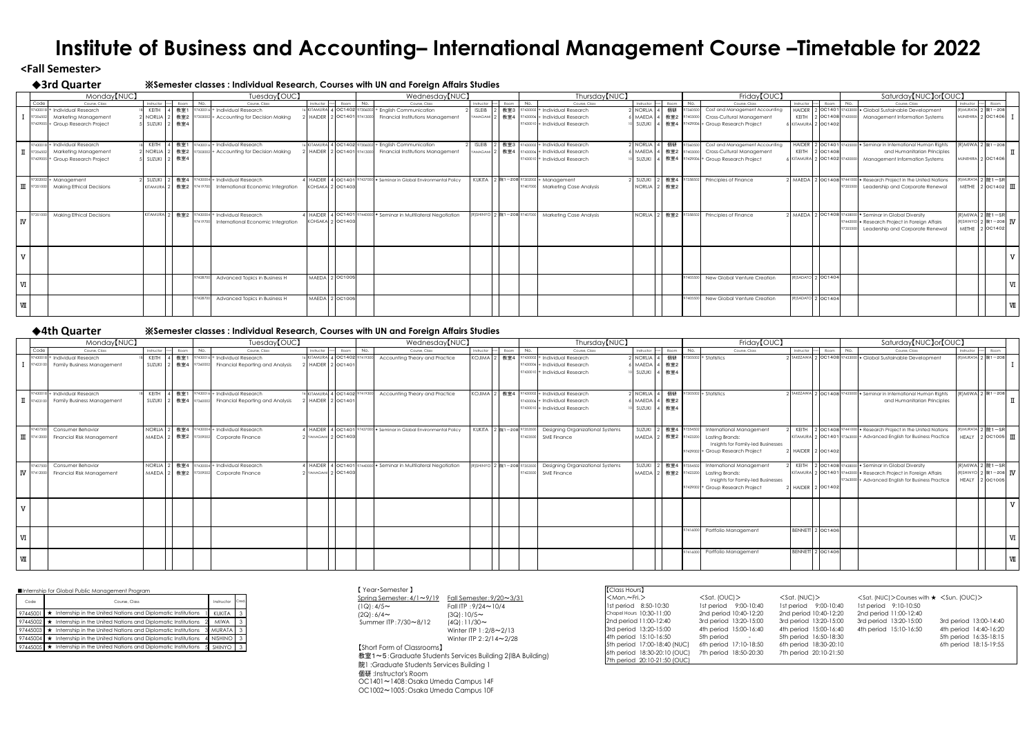# Institute of Business and Accounting– International Management Course –Timetable for 2022

**<Fall Semester>**

## ◆3rd Quarter

**※Semester classes : Individual Research, Courses with UN and Foreign Affairs Studies**

| Period | Day | Code | Course, Class | Instructor | Cr. | Room |
|---|---|---|---|---|---|---|
| Ⅰ | Monday【NUC】 | 97430018 | + Individual Research 18 | KEITH | 4 | 教室1 |
| Ⅰ | Monday【NUC】 | 97356502 | Marketing Management 2 | NORLIA | 2 | 教室2 |
| Ⅰ | Monday【NUC】 | 97429005 | + Group Research Project 5 | SUZUKI | 2 | 教室4 |
| Ⅰ | Tuesday【OUC】 | 97430016 | + Individual Research 16 | KITAMURA | 4 | OC1402 |
| Ⅰ | Tuesday【OUC】 | 97300002 | + Accounting for Decision Making 2 | HAIDER | 2 | OC1401 |
| Ⅰ | Wednesday【NUC】 | 97306002 | + English Communication 2 | ISLEIB | 2 | 教室3 |
| Ⅰ | Wednesday【NUC】 | 97413000 | Financial Institutions Management | YAMAGAMI | 2 | 教室4 |
| Ⅰ | Thursday【NUC】 | 97430002 | + Individual Research 2 | NORLIA | 4 | 個研 |
| Ⅰ | Thursday【NUC】 | 97430006 | + Individual Research 6 | MAEDA | 4 | 教室2 |
| Ⅰ | Thursday【NUC】 | 97430010 | + Individual Research 10 | SUZUKI | 4 | 教室4 |
| Ⅰ | Friday【OUC】 | 97360500 | Cost and Management Accounting | HAIDER | 2 | OC1401 |
| Ⅰ | Friday【OUC】 | 97403000 | Cross-Cultural Management | KEITH | 2 | OC1408 |
| Ⅰ | Friday【OUC】 | 97429006 | + Group Research Project 6 | KITAMURA | 2 | OC1402 |
| Ⅰ | Saturday【NUC】or【OUC】 | 97433000 | • Global Sustainable Development | (R)MURATA | 2 | 院1−208 |
| Ⅰ | Saturday【NUC】or【OUC】 | 97420000 | Management Information Systems | MUNEHIRA | 2 | OC1406 |
| Ⅱ | Monday【NUC】 | 97430018 | + Individual Research 18 | KEITH | 4 | 教室1 |
| Ⅱ | Monday【NUC】 | 97356502 | Marketing Management 2 | NORLIA | 2 | 教室2 |
| Ⅱ | Monday【NUC】 | 97429005 | + Group Research Project 5 | SUZUKI | 2 | 教室4 |
| Ⅱ | Tuesday【OUC】 | 97430016 | + Individual Research 16 | KITAMURA | 4 | OC1402 |
| Ⅱ | Tuesday【OUC】 | 97300002 | + Accounting for Decision Making 2 | HAIDER | 2 | OC1401 |
| Ⅱ | Wednesday【NUC】 | 97306002 | + English Communication 2 | ISLEIB | 2 | 教室3 |
| Ⅱ | Wednesday【NUC】 | 97413000 | Financial Institutions Management | YAMAGAMI | 2 | 教室4 |
| Ⅱ | Thursday【NUC】 | 97430002 | + Individual Research 2 | NORLIA | 4 | 個研 |
| Ⅱ | Thursday【NUC】 | 97430006 | + Individual Research 6 | MAEDA | 4 | 教室2 |
| Ⅱ | Thursday【NUC】 | 97430010 | + Individual Research 10 | SUZUKI | 4 | 教室4 |
| Ⅱ | Friday【OUC】 | 97360500 | Cost and Management Accounting | HAIDER | 2 | OC1401 |
| Ⅱ | Friday【OUC】 | 97403000 | Cross-Cultural Management | KEITH | 2 | OC1408 |
| Ⅱ | Friday【OUC】 | 97429006 | + Group Research Project 6 | KITAMURA | 2 | OC1402 |
| Ⅱ | Saturday【NUC】or【OUC】 | 97435000 | • Seminar in International Human Rights and Humanitarian Principles | (R)MIWA | 2 | 院1−208 |
| Ⅱ | Saturday【NUC】or【OUC】 | 97420000 | Management Information Systems | MUNEHIRA | 2 | OC1406 |
| Ⅲ | Monday【NUC】 | 97302002 | + Management 2 | SUZUKI | 2 | 教室4 |
| Ⅲ | Monday【NUC】 | 97351000 | Making Ethical Decisions | KITAMURA | 2 | 教室2 |
| Ⅲ | Tuesday【OUC】 | 97430004 | + Individual Research 4 | HAIDER | 4 | OC1401 |
| Ⅲ | Tuesday【OUC】 | 97419700 | International Economic Integration | KOHSAKA | 2 | OC1403 |
| Ⅲ | Wednesday【NUC】 | 97437000 | • Seminar in Global Environmental Policy | KUKITA | 2 | 院1−208 |
| Ⅲ | Thursday【NUC】 | 97302002 | + Management 2 | SUZUKI | 2 | 教室4 |
| Ⅲ | Thursday【NUC】 | 97407000 | Marketing Case Analysis | NORLIA | 2 | 教室2 |
| Ⅲ | Friday【OUC】 | 97358500 | Principles of Finance | MAEDA | 2 | OC1408 |
| Ⅲ | Saturday【NUC】or【OUC】 | 97441000 | • Research Project in the United Nations | (R)MURATA | 2 | 院1−SR |
| Ⅲ | Saturday【NUC】or【OUC】 | 97355500 | Leadership and Corporate Renewal | METHE | 2 | OC1402 |
| Ⅳ | Monday【NUC】 | 97351000 | Making Ethical Decisions | KITAMURA | 2 | 教室2 |
| Ⅳ | Tuesday【OUC】 | 97430004 | + Individual Research 4 | HAIDER | 4 | OC1401 |
| Ⅳ | Tuesday【OUC】 | 97419700 | International Economic Integration | KOHSAKA | 2 | OC1403 |
| Ⅳ | Wednesday【NUC】 | 97440000 | • Seminar in Multilateral Negotiation | (R)SHINYO | 2 | 院1−208 |
| Ⅳ | Thursday【NUC】 | 97407000 | Marketing Case Analysis | NORLIA | 2 | 教室2 |
| Ⅳ | Friday【OUC】 | 97358502 | Principles of Finance | MAEDA | 2 | OC1408 |
| Ⅳ | Saturday【NUC】or【OUC】 | 97438000 | • Seminar in Global Diversity | (R)MIWA | 2 | 院1−SR |
| Ⅳ | Saturday【NUC】or【OUC】 | 97442000 | • Research Project in Foreign Affairs | (R)SHINYO | 2 | 院1−208 |
| Ⅳ | Saturday【NUC】or【OUC】 | 97355500 | Leadership and Corporate Renewal | METHE | 2 | OC1402 |
| Ⅴ | | | | | | |
| Ⅵ | Tuesday【OUC】 | 97428700 | Advanced Topics in Business H | MAEDA | 2 | OC1005 |
| Ⅵ | Friday【OUC】 | 97405500 | New Global Venture Creation | (R)SADATO | 2 | OC1404 |
| Ⅶ | Tuesday【OUC】 | 97428700 | Advanced Topics in Business H | MAEDA | 2 | OC1005 |
| Ⅶ | Friday【OUC】 | 97405500 | New Global Venture Creation | (R)SADATO | 2 | OC1404 |

## ◆4th Quarter

**※Semester classes : Individual Research, Courses with UN and Foreign Affairs Studies**

| Period | Day | Code | Course, Class | Instructor | Cr. | Room |
|---|---|---|---|---|---|---|
| Ⅰ | Monday【NUC】 | 97430018 | + Individual Research 18 | KEITH | 4 | 教室1 |
| Ⅰ | Monday【NUC】 | 97423100 | Family Business Management | SUZUKI | 2 | 教室4 |
| Ⅰ | Tuesday【OUC】 | 97430016 | + Individual Research 16 | KITAMURA | 4 | OC1402 |
| Ⅰ | Tuesday【OUC】 | 97340002 | Financial Reporting and Analysis | HAIDER | 2 | OC1401 |
| Ⅰ | Wednesday【NUC】 | 97419300 | Accounting Theory and Practice | KOJIMA | 2 | 教室4 |
| Ⅰ | Thursday【NUC】 | 97430002 | + Individual Research 2 | NORLIA | 4 | 個研 |
| Ⅰ | Thursday【NUC】 | 97430006 | + Individual Research 6 | MAEDA | 4 | 教室2 |
| Ⅰ | Thursday【NUC】 | 97430010 | + Individual Research 10 | SUZUKI | 4 | 教室4 |
| Ⅰ | Friday【OUC】 | 97305002 | + Statistics 2 | TAKEZAWA | 2 | OC1408 |
| Ⅰ | Saturday【NUC】or【OUC】 | 97433000 | • Global Sustainable Development | (R)MURATA | 2 | 院1−208 |
| Ⅱ | Monday【NUC】 | 97430018 | + Individual Research 18 | KEITH | 4 | 教室1 |
| Ⅱ | Monday【NUC】 | 97423100 | Family Business Management | SUZUKI | 2 | 教室4 |
| Ⅱ | Tuesday【OUC】 | 97430016 | + Individual Research 16 | KITAMURA | 4 | OC1402 |
| Ⅱ | Tuesday【OUC】 | 97340002 | Financial Reporting and Analysis | HAIDER | 2 | OC1401 |
| Ⅱ | Wednesday【NUC】 | 97419300 | Accounting Theory and Practice | KOJIMA | 2 | 教室4 |
| Ⅱ | Thursday【NUC】 | 97430002 | + Individual Research 2 | NORLIA | 4 | 個研 |
| Ⅱ | Thursday【NUC】 | 97430006 | + Individual Research 6 | MAEDA | 4 | 教室2 |
| Ⅱ | Thursday【NUC】 | 97430010 | + Individual Research 10 | SUZUKI | 4 | 教室4 |
| Ⅱ | Friday【OUC】 | 97305002 | + Statistics 2 | TAKEZAWA | 2 | OC1408 |
| Ⅱ | Saturday【NUC】or【OUC】 | 97435000 | • Seminar in International Human Rights and Humanitarian Principles | (R)MIWA | 2 | 院1−208 |
| Ⅲ | Monday【NUC】 | 97407500 | Consumer Behavior | NORLIA | 2 | 教室4 |
| Ⅲ | Monday【NUC】 | 97412000 | Financial Risk Management | MAEDA | 2 | 教室2 |
| Ⅲ | Tuesday【OUC】 | 97430004 | + Individual Research 4 | HAIDER | 4 | OC1401 |
| Ⅲ | Tuesday【OUC】 | 97359002 | Corporate Finance | YAMAGAMI | 2 | OC1403 |
| Ⅲ | Wednesday【NUC】 | 97437000 | • Seminar in Global Environmental Policy | KUKITA | 2 | 院1−208 |
| Ⅲ | Thursday【NUC】 | 97353500 | Designing Organizational Systems | SUZUKI | 2 | 教室4 |
| Ⅲ | Thursday【NUC】 | 97422500 | SME Finance | MAEDA | 2 | 教室2 |
| Ⅲ | Friday【OUC】 | 97354502 | International Management 2 | KEITH | 2 | OC1408 |
| Ⅲ | Friday【OUC】 | 97422200 | Lasting Brands: Insights for Family-led Businesses | KITAMURA | 2 | OC1401 |
| Ⅲ | Friday【OUC】 | 97429002 | + Group Research Project 2 | HAIDER | 2 | OC1402 |
| Ⅲ | Saturday【NUC】or【OUC】 | 97441000 | • Research Project in the United Nations | (R)MURATA | 2 | 院1−SR |
| Ⅲ | Saturday【NUC】or【OUC】 | 97363000 | + Advanced English for Business Practice | HEALY | 2 | OC1005 |
| Ⅳ | Monday【NUC】 | 97407500 | Consumer Behavior | NORLIA | 2 | 教室4 |
| Ⅳ | Monday【NUC】 | 97412000 | Financial Risk Management | MAEDA | 2 | 教室2 |
| Ⅳ | Tuesday【OUC】 | 97430004 | + Individual Research 4 | HAIDER | 4 | OC1401 |
| Ⅳ | Tuesday【OUC】 | 97359002 | Corporate Finance | YAMAGAMI | 2 | OC1403 |
| Ⅳ | Wednesday【NUC】 | 97440000 | • Seminar in Multilateral Negotiation | (R)SHINYO | 2 | 院1−208 |
| Ⅳ | Thursday【NUC】 | 97353500 | Designing Organizational Systems | SUZUKI | 2 | 教室4 |
| Ⅳ | Thursday【NUC】 | 97422500 | SME Finance | MAEDA | 2 | 教室2 |
| Ⅳ | Friday【OUC】 | 97354502 | International Management 2 | KEITH | 2 | OC1408 |
| Ⅳ | Friday【OUC】 | 97422200 | Lasting Brands: Insights for Family-led Businesses | KITAMURA | 2 | OC1401 |
| Ⅳ | Friday【OUC】 | 97429002 | + Group Research Project 2 | HAIDER | 2 | OC1402 |
| Ⅳ | Saturday【NUC】or【OUC】 | 97438000 | • Seminar in Global Diversity | (R)MIWA | 2 | 院1−SR |
| Ⅳ | Saturday【NUC】or【OUC】 | 97442000 | • Research Project in Foreign Affairs | (R)SHINYO | 2 | 院1−208 |
| Ⅳ | Saturday【NUC】or【OUC】 | 97363000 | + Advanced English for Business Practice | HEALY | 2 | OC1005 |
| Ⅴ | | | | | | |
| Ⅵ | Friday【OUC】 | 97416000 | Portfolio Management | BENNETT | 2 | OC1406 |
| Ⅶ | Friday【OUC】 | 97416000 | Portfolio Management | BENNETT | 2 | OC1406 |

■Internship for Global Public Management Program

| Code | Course, Class | Instructor | Cred. |
|---|---|---|---|
| 97445001 | ★ Internship in the United Nations and Diplomatic Institutions 1 | KUKITA | 3 |
| 97445002 | ★ Internship in the United Nations and Diplomatic Institutions 2 | MIWA | 3 |
| 97445003 | ★ Internship in the United Nations and Diplomatic Institutions 3 | MURATA | 3 |
| 97445004 | ★ Internship in the United Nations and Diplomatic Institutions 4 | NISHINO | 3 |
| 97445005 | ★ Internship in the United Nations and Diplomatic Institutions 5 | SHINYO | 3 |

【 Year・Semester 】

| Spring Semester: 4/1～9/19 | Fall Semester: 9/20～3/31 |
|---|---|
| (1Q) : 4/5～ | Fall ITP : 9/24～10/4 |
| (2Q) : 6/4～ | (3Q) : 10/5～ |
| Summer ITP : 7/30～8/12 | (4Q) : 11/30～ |
| | Winter ITP 1 : 2/8～2/13 |
| | Winter ITP 2 : 2/14～2/28 |

【Short Form of Classrooms】

教室1～5 : Graduate Students Services Building 2(IBA Building)
院1 : Graduate Students Services Building 1
個研 : Instructor's Room
OC1401～1408 : Osaka Umeda Campus 14F
OC1002～1005 : Osaka Umeda Campus 10F

【Class Hours】

| <Mon.～Fri.> | <Sat. (OUC)> | <Sat. (NUC)> | <Sat. (NUC)>Courses with ★ | <Sun. (OUC)> |
|---|---|---|---|---|
| 1st period 8:50-10:30 | 1st period 9:00-10:40 | 1st period 9:00-10:40 | 1st period 9:10-10:50 | |
| Chapel Hours 10:30-11:00 | | | | |
| 2nd period 11:00-12:40 | 2nd period 10:40-12:20 | 2nd period 10:40-12:20 | 2nd period 11:00-12:40 | |
| 3rd period 13:20-15:00 | 3rd period 13:20-15:00 | 3rd period 13:20-15:00 | 3rd period 13:20-15:00 | 3rd period 13:00-14:40 |
| 4th period 15:10-16:50 | 4th period 15:00-16:40 | 4th period 15:00-16:40 | 4th period 15:10-16:50 | 4th period 14:40-16:20 |
| 5th period 17:00-18:40 (NUC) | 5th period - | 5th period 16:50-18:30 | | 5th period 16:35-18:15 |
| 6th period 18:30-20:10 (OUC) | 6th period 17:10-18:50 | 6th period 18:30-20:10 | | 6th period 18:15-19:55 |
| 7th period 20:10-21:50 (OUC) | 7th period 18:50-20:30 | 7th period 20:10-21:50 | | |